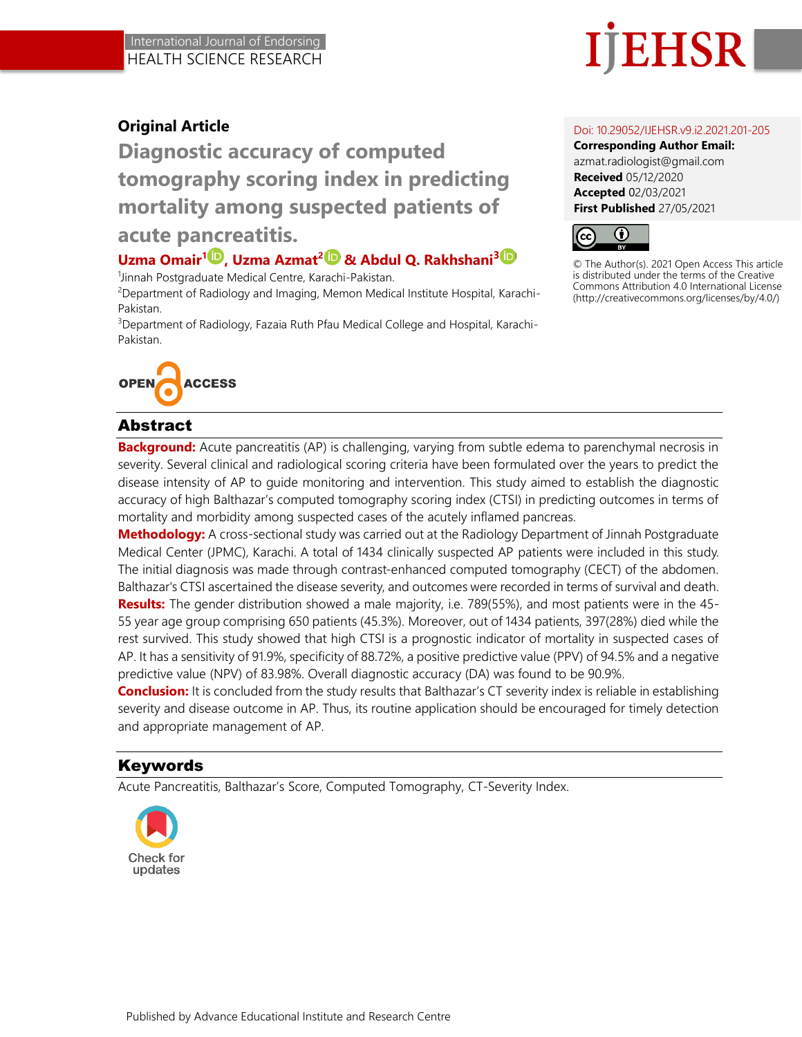**Original Article**

# Diagnostic accuracy of computed tomography scoring index in predicting mortality among suspected patients of acute pancreatitis.

**Uzma Omair[1], Uzma Azmat[2] & Abdul Q. Rakhshani[3]**

[1]Jinnah Postgraduate Medical Centre, Karachi-Pakistan.
[2]Department of Radiology and Imaging, Memon Medical Institute Hospital, Karachi-Pakistan.
[3]Department of Radiology, Fazaia Ruth Pfau Medical College and Hospital, Karachi-Pakistan.

Doi: 10.29052/IJEHSR.v9.i2.2021.201-205
**Corresponding Author Email:** azmat.radiologist@gmail.com
**Received** 05/12/2020
**Accepted** 02/03/2021
**First Published** 27/05/2021

© The Author(s). 2021 Open Access This article is distributed under the terms of the Creative Commons Attribution 4.0 International License (http://creativecommons.org/licenses/by/4.0/)

## Abstract

**Background:** Acute pancreatitis (AP) is challenging, varying from subtle edema to parenchymal necrosis in severity. Several clinical and radiological scoring criteria have been formulated over the years to predict the disease intensity of AP to guide monitoring and intervention. This study aimed to establish the diagnostic accuracy of high Balthazar's computed tomography scoring index (CTSI) in predicting outcomes in terms of mortality and morbidity among suspected cases of the acutely inflamed pancreas.

**Methodology:** A cross-sectional study was carried out at the Radiology Department of Jinnah Postgraduate Medical Center (JPMC), Karachi. A total of 1434 clinically suspected AP patients were included in this study. The initial diagnosis was made through contrast-enhanced computed tomography (CECT) of the abdomen. Balthazar's CTSI ascertained the disease severity, and outcomes were recorded in terms of survival and death.

**Results:** The gender distribution showed a male majority, i.e. 789(55%), and most patients were in the 45-55 year age group comprising 650 patients (45.3%). Moreover, out of 1434 patients, 397(28%) died while the rest survived. This study showed that high CTSI is a prognostic indicator of mortality in suspected cases of AP. It has a sensitivity of 91.9%, specificity of 88.72%, a positive predictive value (PPV) of 94.5% and a negative predictive value (NPV) of 83.98%. Overall diagnostic accuracy (DA) was found to be 90.9%.

**Conclusion:** It is concluded from the study results that Balthazar's CT severity index is reliable in establishing severity and disease outcome in AP. Thus, its routine application should be encouraged for timely detection and appropriate management of AP.

## Keywords

Acute Pancreatitis, Balthazar's Score, Computed Tomography, CT-Severity Index.

Published by Advance Educational Institute and Research Centre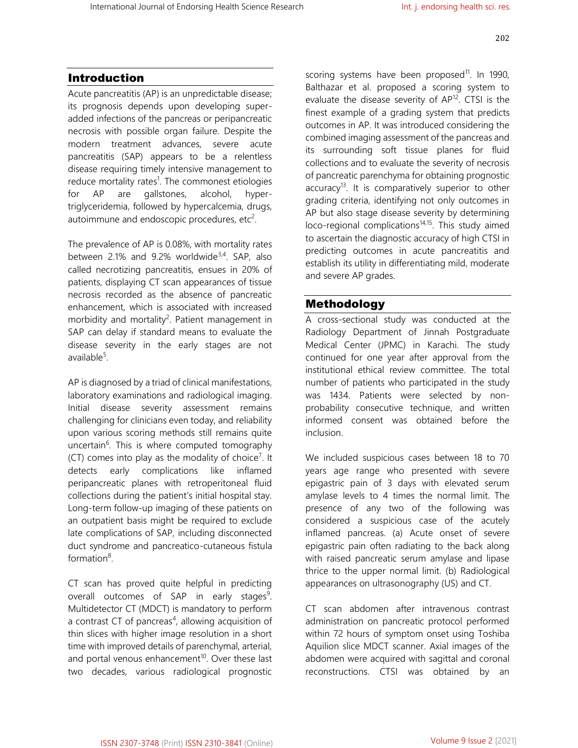## Introduction

Acute pancreatitis (AP) is an unpredictable disease; its prognosis depends upon developing super-added infections of the pancreas or peripancreatic necrosis with possible organ failure. Despite the modern treatment advances, severe acute pancreatitis (SAP) appears to be a relentless disease requiring timely intensive management to reduce mortality rates[1]. The commonest etiologies for AP are gallstones, alcohol, hyper-triglyceridemia, followed by hypercalcemia, drugs, autoimmune and endoscopic procedures, etc[2].

The prevalence of AP is 0.08%, with mortality rates between 2.1% and 9.2% worldwide[3,4]. SAP, also called necrotizing pancreatitis, ensues in 20% of patients, displaying CT scan appearances of tissue necrosis recorded as the absence of pancreatic enhancement, which is associated with increased morbidity and mortality[2]. Patient management in SAP can delay if standard means to evaluate the disease severity in the early stages are not available[5].

AP is diagnosed by a triad of clinical manifestations, laboratory examinations and radiological imaging. Initial disease severity assessment remains challenging for clinicians even today, and reliability upon various scoring methods still remains quite uncertain[6]. This is where computed tomography (CT) comes into play as the modality of choice[7]. It detects early complications like inflamed peripancreatic planes with retroperitoneal fluid collections during the patient's initial hospital stay. Long-term follow-up imaging of these patients on an outpatient basis might be required to exclude late complications of SAP, including disconnected duct syndrome and pancreatico-cutaneous fistula formation[8].

CT scan has proved quite helpful in predicting overall outcomes of SAP in early stages[9]. Multidetector CT (MDCT) is mandatory to perform a contrast CT of pancreas[4], allowing acquisition of thin slices with higher image resolution in a short time with improved details of parenchymal, arterial, and portal venous enhancement[10]. Over these last two decades, various radiological prognostic scoring systems have been proposed[11]. In 1990, Balthazar et al. proposed a scoring system to evaluate the disease severity of AP[12]. CTSI is the finest example of a grading system that predicts outcomes in AP. It was introduced considering the combined imaging assessment of the pancreas and its surrounding soft tissue planes for fluid collections and to evaluate the severity of necrosis of pancreatic parenchyma for obtaining prognostic accuracy[13]. It is comparatively superior to other grading criteria, identifying not only outcomes in AP but also stage disease severity by determining loco-regional complications[14,15]. This study aimed to ascertain the diagnostic accuracy of high CTSI in predicting outcomes in acute pancreatitis and establish its utility in differentiating mild, moderate and severe AP grades.

## Methodology

A cross-sectional study was conducted at the Radiology Department of Jinnah Postgraduate Medical Center (JPMC) in Karachi. The study continued for one year after approval from the institutional ethical review committee. The total number of patients who participated in the study was 1434. Patients were selected by non-probability consecutive technique, and written informed consent was obtained before the inclusion.

We included suspicious cases between 18 to 70 years age range who presented with severe epigastric pain of 3 days with elevated serum amylase levels to 4 times the normal limit. The presence of any two of the following was considered a suspicious case of the acutely inflamed pancreas. (a) Acute onset of severe epigastric pain often radiating to the back along with raised pancreatic serum amylase and lipase thrice to the upper normal limit. (b) Radiological appearances on ultrasonography (US) and CT.

CT scan abdomen after intravenous contrast administration on pancreatic protocol performed within 72 hours of symptom onset using Toshiba Aquilion slice MDCT scanner. Axial images of the abdomen were acquired with sagittal and coronal reconstructions. CTSI was obtained by an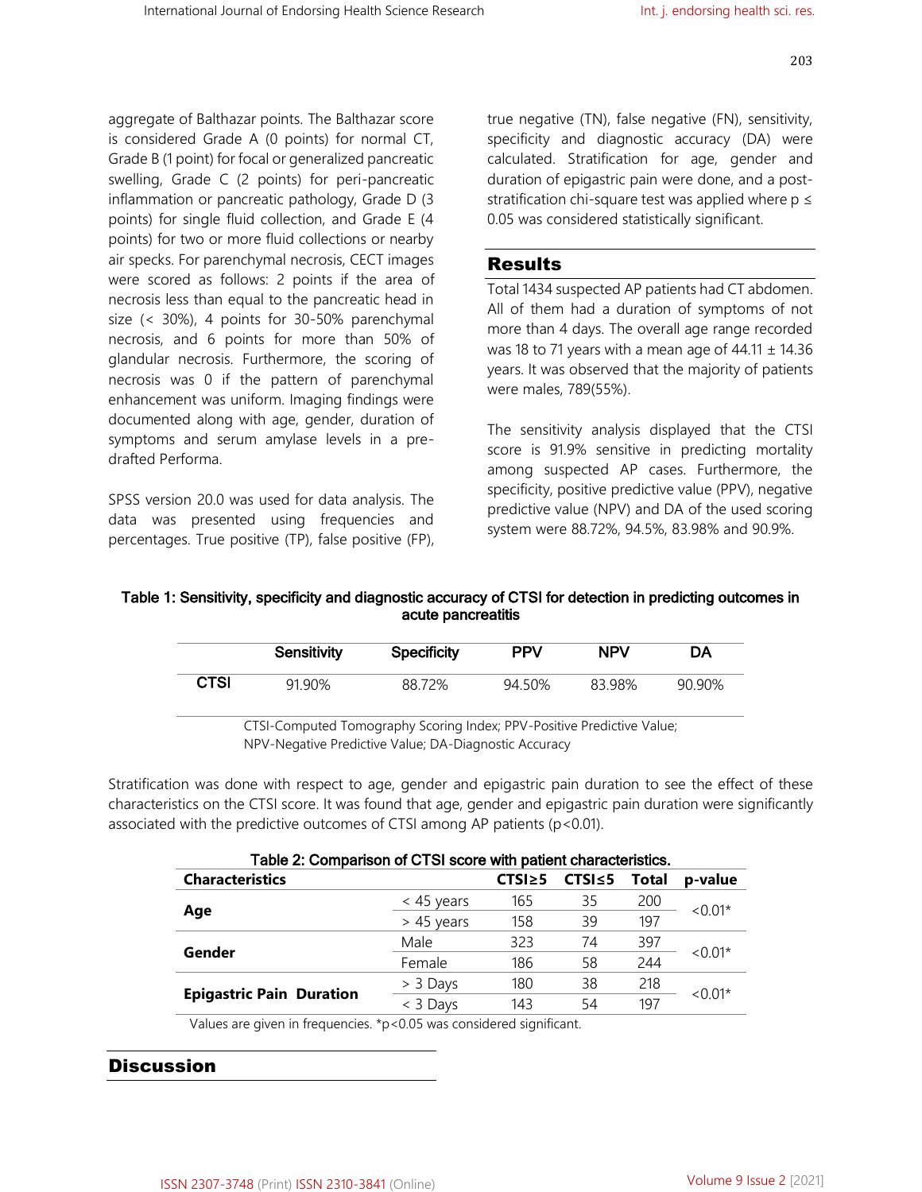aggregate of Balthazar points. The Balthazar score is considered Grade A (0 points) for normal CT, Grade B (1 point) for focal or generalized pancreatic swelling, Grade C (2 points) for peri-pancreatic inflammation or pancreatic pathology, Grade D (3 points) for single fluid collection, and Grade E (4 points) for two or more fluid collections or nearby air specks. For parenchymal necrosis, CECT images were scored as follows: 2 points if the area of necrosis less than equal to the pancreatic head in size (< 30%), 4 points for 30-50% parenchymal necrosis, and 6 points for more than 50% of glandular necrosis. Furthermore, the scoring of necrosis was 0 if the pattern of parenchymal enhancement was uniform. Imaging findings were documented along with age, gender, duration of symptoms and serum amylase levels in a pre-drafted Performa.

SPSS version 20.0 was used for data analysis. The data was presented using frequencies and percentages. True positive (TP), false positive (FP), true negative (TN), false negative (FN), sensitivity, specificity and diagnostic accuracy (DA) were calculated. Stratification for age, gender and duration of epigastric pain were done, and a post-stratification chi-square test was applied where $p \leq 0.05$ was considered statistically significant.

## Results

Total 1434 suspected AP patients had CT abdomen. All of them had a duration of symptoms of not more than 4 days. The overall age range recorded was 18 to 71 years with a mean age of 44.11 ± 14.36 years. It was observed that the majority of patients were males, 789(55%).

The sensitivity analysis displayed that the CTSI score is 91.9% sensitive in predicting mortality among suspected AP cases. Furthermore, the specificity, positive predictive value (PPV), negative predictive value (NPV) and DA of the used scoring system were 88.72%, 94.5%, 83.98% and 90.9%.

**Table 1: Sensitivity, specificity and diagnostic accuracy of CTSI for detection in predicting outcomes in acute pancreatitis**

| | Sensitivity | Specificity | PPV | NPV | DA |
|---|---|---|---|---|---|
| **CTSI** | 91.90% | 88.72% | 94.50% | 83.98% | 90.90% |

CTSI-Computed Tomography Scoring Index; PPV-Positive Predictive Value; NPV-Negative Predictive Value; DA-Diagnostic Accuracy

Stratification was done with respect to age, gender and epigastric pain duration to see the effect of these characteristics on the CTSI score. It was found that age, gender and epigastric pain duration were significantly associated with the predictive outcomes of CTSI among AP patients ($p<0.01$).

**Table 2: Comparison of CTSI score with patient characteristics.**

| Characteristics | | CTSI≥5 | CTSI≤5 | Total | p-value |
|---|---|---|---|---|---|
| **Age** | < 45 years | 165 | 35 | 200 | <0.01* |
| | > 45 years | 158 | 39 | 197 | |
| **Gender** | Male | 323 | 74 | 397 | <0.01* |
| | Female | 186 | 58 | 244 | |
| **Epigastric Pain Duration** | > 3 Days | 180 | 38 | 218 | <0.01* |
| | < 3 Days | 143 | 54 | 197 | |

Values are given in frequencies. *p<0.05 was considered significant.

## Discussion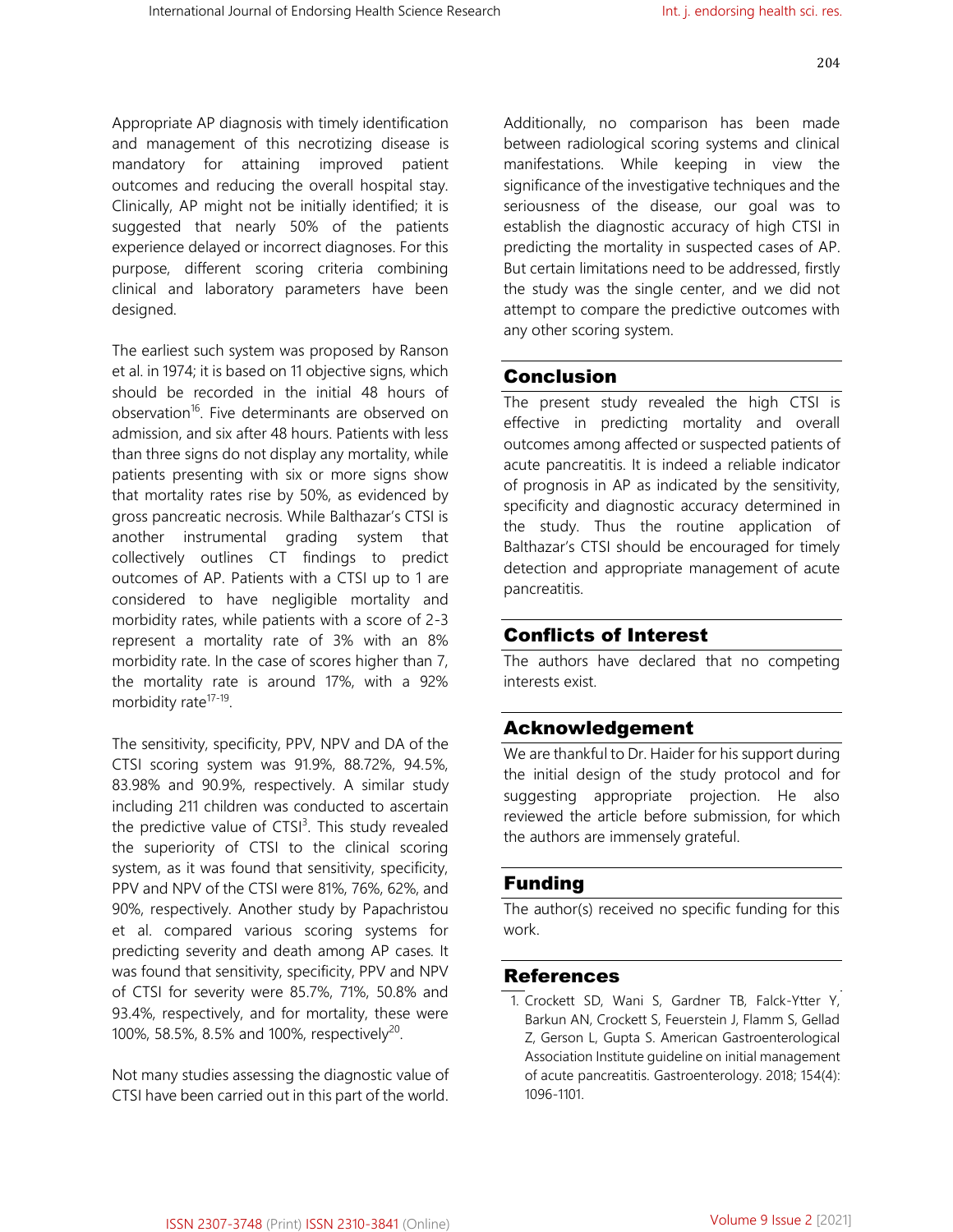Appropriate AP diagnosis with timely identification and management of this necrotizing disease is mandatory for attaining improved patient outcomes and reducing the overall hospital stay. Clinically, AP might not be initially identified; it is suggested that nearly 50% of the patients experience delayed or incorrect diagnoses. For this purpose, different scoring criteria combining clinical and laboratory parameters have been designed.

The earliest such system was proposed by Ranson et al. in 1974; it is based on 11 objective signs, which should be recorded in the initial 48 hours of observation[16]. Five determinants are observed on admission, and six after 48 hours. Patients with less than three signs do not display any mortality, while patients presenting with six or more signs show that mortality rates rise by 50%, as evidenced by gross pancreatic necrosis. While Balthazar's CTSI is another instrumental grading system that collectively outlines CT findings to predict outcomes of AP. Patients with a CTSI up to 1 are considered to have negligible mortality and morbidity rates, while patients with a score of 2-3 represent a mortality rate of 3% with an 8% morbidity rate. In the case of scores higher than 7, the mortality rate is around 17%, with a 92% morbidity rate[17-19].

The sensitivity, specificity, PPV, NPV and DA of the CTSI scoring system was 91.9%, 88.72%, 94.5%, 83.98% and 90.9%, respectively. A similar study including 211 children was conducted to ascertain the predictive value of CTSI[3]. This study revealed the superiority of CTSI to the clinical scoring system, as it was found that sensitivity, specificity, PPV and NPV of the CTSI were 81%, 76%, 62%, and 90%, respectively. Another study by Papachristou et al. compared various scoring systems for predicting severity and death among AP cases. It was found that sensitivity, specificity, PPV and NPV of CTSI for severity were 85.7%, 71%, 50.8% and 93.4%, respectively, and for mortality, these were 100%, 58.5%, 8.5% and 100%, respectively[20].

Not many studies assessing the diagnostic value of CTSI have been carried out in this part of the world. Additionally, no comparison has been made between radiological scoring systems and clinical manifestations. While keeping in view the significance of the investigative techniques and the seriousness of the disease, our goal was to establish the diagnostic accuracy of high CTSI in predicting the mortality in suspected cases of AP. But certain limitations need to be addressed, firstly the study was the single center, and we did not attempt to compare the predictive outcomes with any other scoring system.

## Conclusion

The present study revealed the high CTSI is effective in predicting mortality and overall outcomes among affected or suspected patients of acute pancreatitis. It is indeed a reliable indicator of prognosis in AP as indicated by the sensitivity, specificity and diagnostic accuracy determined in the study. Thus the routine application of Balthazar's CTSI should be encouraged for timely detection and appropriate management of acute pancreatitis.

## Conflicts of Interest

The authors have declared that no competing interests exist.

## Acknowledgement

We are thankful to Dr. Haider for his support during the initial design of the study protocol and for suggesting appropriate projection. He also reviewed the article before submission, for which the authors are immensely grateful.

## Funding

The author(s) received no specific funding for this work.

## References

1. Crockett SD, Wani S, Gardner TB, Falck-Ytter Y, Barkun AN, Crockett S, Feuerstein J, Flamm S, Gellad Z, Gerson L, Gupta S. American Gastroenterological Association Institute guideline on initial management of acute pancreatitis. Gastroenterology. 2018; 154(4): 1096-1101.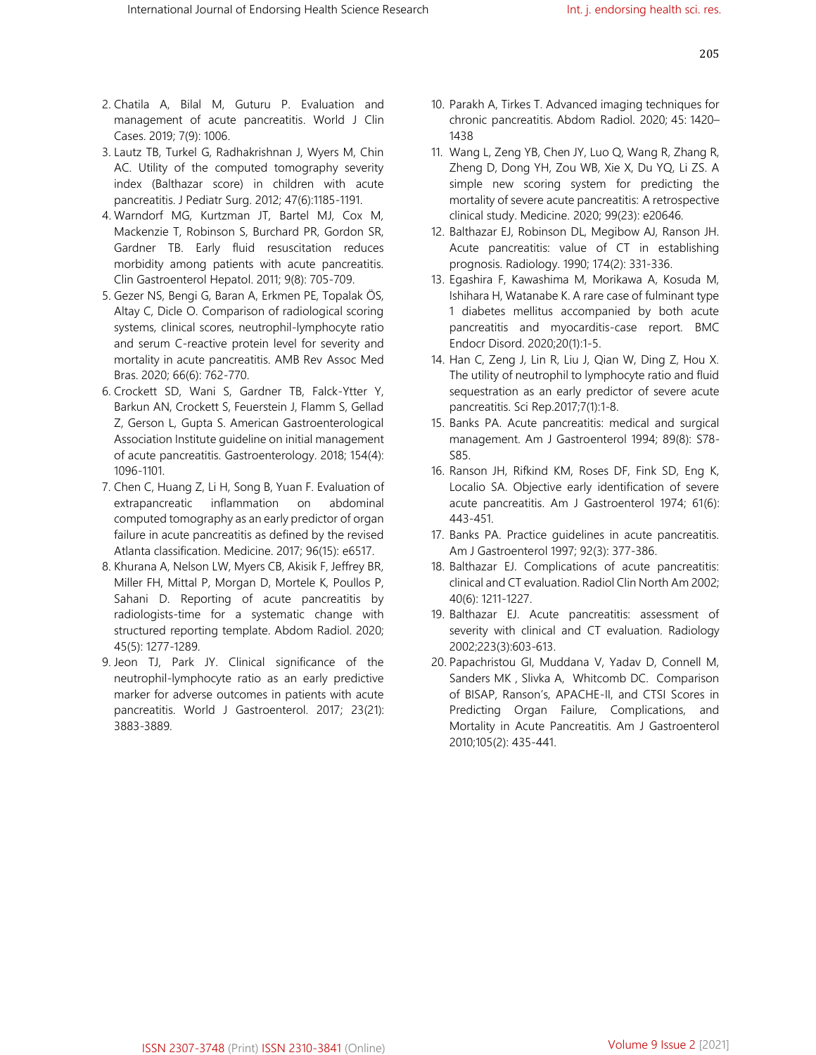2. Chatila A, Bilal M, Guturu P. Evaluation and management of acute pancreatitis. World J Clin Cases. 2019; 7(9): 1006.
3. Lautz TB, Turkel G, Radhakrishnan J, Wyers M, Chin AC. Utility of the computed tomography severity index (Balthazar score) in children with acute pancreatitis. J Pediatr Surg. 2012; 47(6):1185-1191.
4. Warndorf MG, Kurtzman JT, Bartel MJ, Cox M, Mackenzie T, Robinson S, Burchard PR, Gordon SR, Gardner TB. Early fluid resuscitation reduces morbidity among patients with acute pancreatitis. Clin Gastroenterol Hepatol. 2011; 9(8): 705-709.
5. Gezer NS, Bengi G, Baran A, Erkmen PE, Topalak ÖS, Altay C, Dicle O. Comparison of radiological scoring systems, clinical scores, neutrophil-lymphocyte ratio and serum C-reactive protein level for severity and mortality in acute pancreatitis. AMB Rev Assoc Med Bras. 2020; 66(6): 762-770.
6. Crockett SD, Wani S, Gardner TB, Falck-Ytter Y, Barkun AN, Crockett S, Feuerstein J, Flamm S, Gellad Z, Gerson L, Gupta S. American Gastroenterological Association Institute guideline on initial management of acute pancreatitis. Gastroenterology. 2018; 154(4): 1096-1101.
7. Chen C, Huang Z, Li H, Song B, Yuan F. Evaluation of extrapancreatic inflammation on abdominal computed tomography as an early predictor of organ failure in acute pancreatitis as defined by the revised Atlanta classification. Medicine. 2017; 96(15): e6517.
8. Khurana A, Nelson LW, Myers CB, Akisik F, Jeffrey BR, Miller FH, Mittal P, Morgan D, Mortele K, Poullos P, Sahani D. Reporting of acute pancreatitis by radiologists-time for a systematic change with structured reporting template. Abdom Radiol. 2020; 45(5): 1277-1289.
9. Jeon TJ, Park JY. Clinical significance of the neutrophil-lymphocyte ratio as an early predictive marker for adverse outcomes in patients with acute pancreatitis. World J Gastroenterol. 2017; 23(21): 3883-3889.
10. Parakh A, Tirkes T. Advanced imaging techniques for chronic pancreatitis. Abdom Radiol. 2020; 45: 1420–1438
11. Wang L, Zeng YB, Chen JY, Luo Q, Wang R, Zhang R, Zheng D, Dong YH, Zou WB, Xie X, Du YQ, Li ZS. A simple new scoring system for predicting the mortality of severe acute pancreatitis: A retrospective clinical study. Medicine. 2020; 99(23): e20646.
12. Balthazar EJ, Robinson DL, Megibow AJ, Ranson JH. Acute pancreatitis: value of CT in establishing prognosis. Radiology. 1990; 174(2): 331-336.
13. Egashira F, Kawashima M, Morikawa A, Kosuda M, Ishihara H, Watanabe K. A rare case of fulminant type 1 diabetes mellitus accompanied by both acute pancreatitis and myocarditis-case report. BMC Endocr Disord. 2020;20(1):1-5.
14. Han C, Zeng J, Lin R, Liu J, Qian W, Ding Z, Hou X. The utility of neutrophil to lymphocyte ratio and fluid sequestration as an early predictor of severe acute pancreatitis. Sci Rep.2017;7(1):1-8.
15. Banks PA. Acute pancreatitis: medical and surgical management. Am J Gastroenterol 1994; 89(8): S78-S85.
16. Ranson JH, Rifkind KM, Roses DF, Fink SD, Eng K, Localio SA. Objective early identification of severe acute pancreatitis. Am J Gastroenterol 1974; 61(6): 443-451.
17. Banks PA. Practice guidelines in acute pancreatitis. Am J Gastroenterol 1997; 92(3): 377-386.
18. Balthazar EJ. Complications of acute pancreatitis: clinical and CT evaluation. Radiol Clin North Am 2002; 40(6): 1211-1227.
19. Balthazar EJ. Acute pancreatitis: assessment of severity with clinical and CT evaluation. Radiology 2002;223(3):603-613.
20. Papachristou GI, Muddana V, Yadav D, Connell M, Sanders MK , Slivka A, Whitcomb DC. Comparison of BISAP, Ranson's, APACHE-II, and CTSI Scores in Predicting Organ Failure, Complications, and Mortality in Acute Pancreatitis. Am J Gastroenterol 2010;105(2): 435-441.